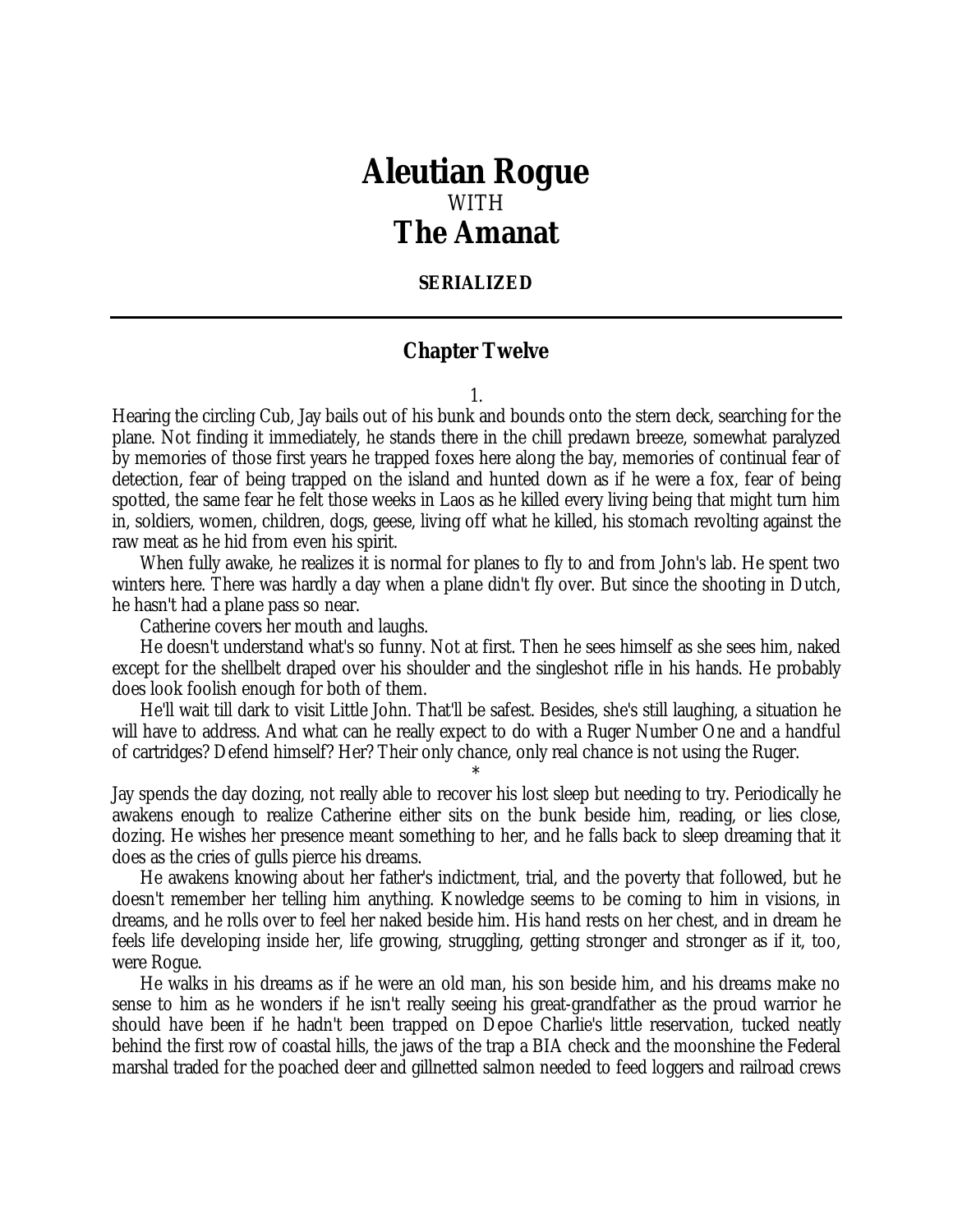# Aleutian Rogue

WITH

# The Amanat

**SERIALIZED**

---

## Chapter Twelve

1.

Hearing the circling Cub, Jay bails out of his bunk and bounds onto the stern deck, searching for the plane. Not finding it immediately, he stands there in the chill predawn breeze, somewhat paralyzed by memories of those first years he trapped foxes here along the bay, memories of continual fear of detection, fear of being trapped on the island and hunted down as if he were a fox, fear of being spotted, the same fear he felt those weeks in Laos as he killed every living being that might turn him in, soldiers, women, children, dogs, geese, living off what he killed, his stomach revolting against the raw meat as he hid from even his spirit.

When fully awake, he realizes it is normal for planes to fly to and from John's lab. He spent two winters here. There was hardly a day when a plane didn't fly over. But since the shooting in Dutch, he hasn't had a plane pass so near.

Catherine covers her mouth and laughs.

He doesn't understand what's so funny. Not at first. Then he sees himself as she sees him, naked except for the shellbelt draped over his shoulder and the singleshot rifle in his hands. He probably does look foolish enough for both of them.

He'll wait till dark to visit Little John. That'll be safest. Besides, she's still laughing, a situation he will have to address. And what can he really expect to do with a Ruger Number One and a handful of cartridges? Defend himself? Her? Their only chance, only real chance is not using the Ruger.

*

Jay spends the day dozing, not really able to recover his lost sleep but needing to try. Periodically he awakens enough to realize Catherine either sits on the bunk beside him, reading, or lies close, dozing. He wishes her presence meant something to her, and he falls back to sleep dreaming that it does as the cries of gulls pierce his dreams.

He awakens knowing about her father's indictment, trial, and the poverty that followed, but he doesn't remember her telling him anything. Knowledge seems to be coming to him in visions, in dreams, and he rolls over to feel her naked beside him. His hand rests on her chest, and in dream he feels life developing inside her, life growing, struggling, getting stronger and stronger as if it, too, were Rogue.

He walks in his dreams as if he were an old man, his son beside him, and his dreams make no sense to him as he wonders if he isn't really seeing his great-grandfather as the proud warrior he should have been if he hadn't been trapped on Depoe Charlie's little reservation, tucked neatly behind the first row of coastal hills, the jaws of the trap a BIA check and the moonshine the Federal marshal traded for the poached deer and gillnetted salmon needed to feed loggers and railroad crews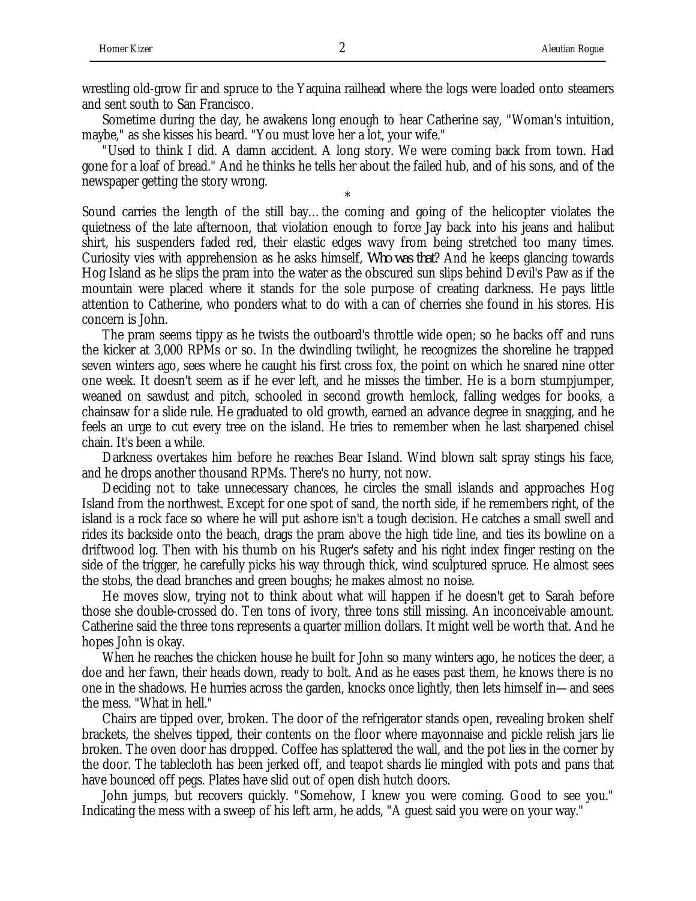wrestling old-grow fir and spruce to the Yaquina railhead where the logs were loaded onto steamers and sent south to San Francisco.

Sometime during the day, he awakens long enough to hear Catherine say, "Woman's intuition, maybe," as she kisses his beard. "You must love her a lot, your wife."

"Used to think I did. A damn accident. A long story. We were coming back from town. Had gone for a loaf of bread." And he thinks he tells her about the failed hub, and of his sons, and of the newspaper getting the story wrong.

*

Sound carries the length of the still bay…the coming and going of the helicopter violates the quietness of the late afternoon, that violation enough to force Jay back into his jeans and halibut shirt, his suspenders faded red, their elastic edges wavy from being stretched too many times. Curiosity vies with apprehension as he asks himself, *Who was that?* And he keeps glancing towards Hog Island as he slips the pram into the water as the obscured sun slips behind Devil's Paw as if the mountain were placed where it stands for the sole purpose of creating darkness. He pays little attention to Catherine, who ponders what to do with a can of cherries she found in his stores. His concern is John.

The pram seems tippy as he twists the outboard's throttle wide open; so he backs off and runs the kicker at 3,000 RPMs or so. In the dwindling twilight, he recognizes the shoreline he trapped seven winters ago, sees where he caught his first cross fox, the point on which he snared nine otter one week. It doesn't seem as if he ever left, and he misses the timber. He is a born stumpjumper, weaned on sawdust and pitch, schooled in second growth hemlock, falling wedges for books, a chainsaw for a slide rule. He graduated to old growth, earned an advance degree in snagging, and he feels an urge to cut every tree on the island. He tries to remember when he last sharpened chisel chain. It's been a while.

Darkness overtakes him before he reaches Bear Island. Wind blown salt spray stings his face, and he drops another thousand RPMs. There's no hurry, not now.

Deciding not to take unnecessary chances, he circles the small islands and approaches Hog Island from the northwest. Except for one spot of sand, the north side, if he remembers right, of the island is a rock face so where he will put ashore isn't a tough decision. He catches a small swell and rides its backside onto the beach, drags the pram above the high tide line, and ties its bowline on a driftwood log. Then with his thumb on his Ruger's safety and his right index finger resting on the side of the trigger, he carefully picks his way through thick, wind sculptured spruce. He almost sees the stobs, the dead branches and green boughs; he makes almost no noise.

He moves slow, trying not to think about what will happen if he doesn't get to Sarah before those she double-crossed do. Ten tons of ivory, three tons still missing. An inconceivable amount. Catherine said the three tons represents a quarter million dollars. It might well be worth that. And he hopes John is okay.

When he reaches the chicken house he built for John so many winters ago, he notices the deer, a doe and her fawn, their heads down, ready to bolt. And as he eases past them, he knows there is no one in the shadows. He hurries across the garden, knocks once lightly, then lets himself in—and sees the mess. "What in hell."

Chairs are tipped over, broken. The door of the refrigerator stands open, revealing broken shelf brackets, the shelves tipped, their contents on the floor where mayonnaise and pickle relish jars lie broken. The oven door has dropped. Coffee has splattered the wall, and the pot lies in the corner by the door. The tablecloth has been jerked off, and teapot shards lie mingled with pots and pans that have bounced off pegs. Plates have slid out of open dish hutch doors.

John jumps, but recovers quickly. "Somehow, I knew you were coming. Good to see you." Indicating the mess with a sweep of his left arm, he adds, "A guest said you were on your way."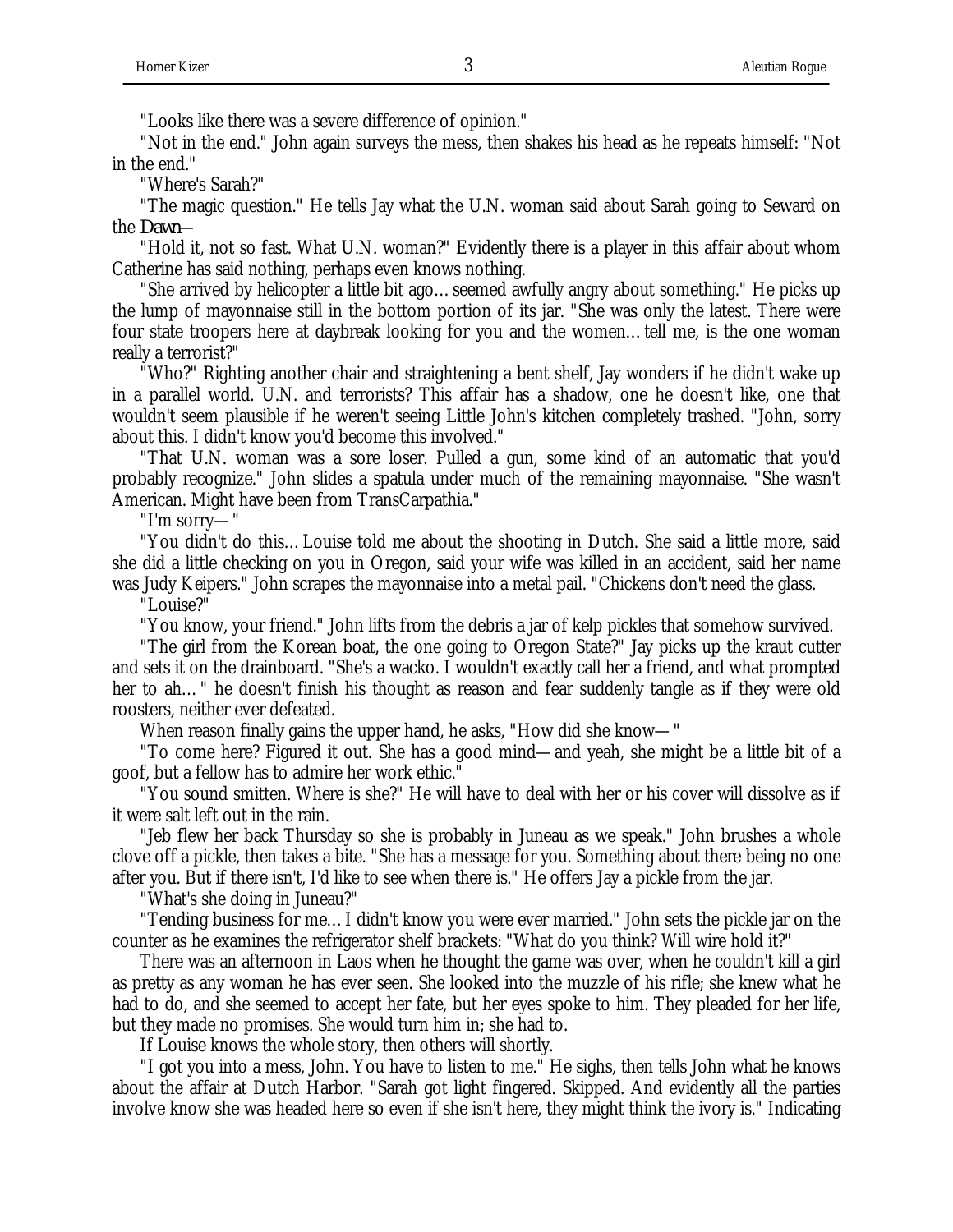"Looks like there was a severe difference of opinion."

"Not in the end." John again surveys the mess, then shakes his head as he repeats himself: "Not in the end."

"Where's Sarah?"

"The magic question." He tells Jay what the U.N. woman said about Sarah going to Seward on the *Dawn*—

"Hold it, not so fast. What U.N. woman?" Evidently there is a player in this affair about whom Catherine has said nothing, perhaps even knows nothing.

"She arrived by helicopter a little bit ago… seemed awfully angry about something." He picks up the lump of mayonnaise still in the bottom portion of its jar. "She was only the latest. There were four state troopers here at daybreak looking for you and the women… tell me, is the one woman really a terrorist?"

"Who?" Righting another chair and straightening a bent shelf, Jay wonders if he didn't wake up in a parallel world. U.N. and terrorists? This affair has a shadow, one he doesn't like, one that wouldn't seem plausible if he weren't seeing Little John's kitchen completely trashed. "John, sorry about this. I didn't know you'd become this involved."

"That U.N. woman was a sore loser. Pulled a gun, some kind of an automatic that you'd probably recognize." John slides a spatula under much of the remaining mayonnaise. "She wasn't American. Might have been from TransCarpathia."

"I'm sorry— "

"You didn't do this… Louise told me about the shooting in Dutch. She said a little more, said she did a little checking on you in Oregon, said your wife was killed in an accident, said her name was Judy Keipers." John scrapes the mayonnaise into a metal pail. "Chickens don't need the glass.

"Louise?"

"You know, your friend." John lifts from the debris a jar of kelp pickles that somehow survived.

"The girl from the Korean boat, the one going to Oregon State?" Jay picks up the kraut cutter and sets it on the drainboard. "She's a wacko. I wouldn't exactly call her a friend, and what prompted her to ah… " he doesn't finish his thought as reason and fear suddenly tangle as if they were old roosters, neither ever defeated.

When reason finally gains the upper hand, he asks, "How did she know— "

"To come here? Figured it out. She has a good mind—and yeah, she might be a little bit of a goof, but a fellow has to admire her work ethic."

"You sound smitten. Where is she?" He will have to deal with her or his cover will dissolve as if it were salt left out in the rain.

"Jeb flew her back Thursday so she is probably in Juneau as we speak." John brushes a whole clove off a pickle, then takes a bite. "She has a message for you. Something about there being no one after you. But if there isn't, I'd like to see when there is." He offers Jay a pickle from the jar.

"What's she doing in Juneau?"

"Tending business for me… I didn't know you were ever married." John sets the pickle jar on the counter as he examines the refrigerator shelf brackets: "What do you think? Will wire hold it?"

There was an afternoon in Laos when he thought the game was over, when he couldn't kill a girl as pretty as any woman he has ever seen. She looked into the muzzle of his rifle; she knew what he had to do, and she seemed to accept her fate, but her eyes spoke to him. They pleaded for her life, but they made no promises. She would turn him in; she had to.

If Louise knows the whole story, then others will shortly.

"I got you into a mess, John. You have to listen to me." He sighs, then tells John what he knows about the affair at Dutch Harbor. "Sarah got light fingered. Skipped. And evidently all the parties involve know she was headed here so even if she isn't here, they might think the ivory is." Indicating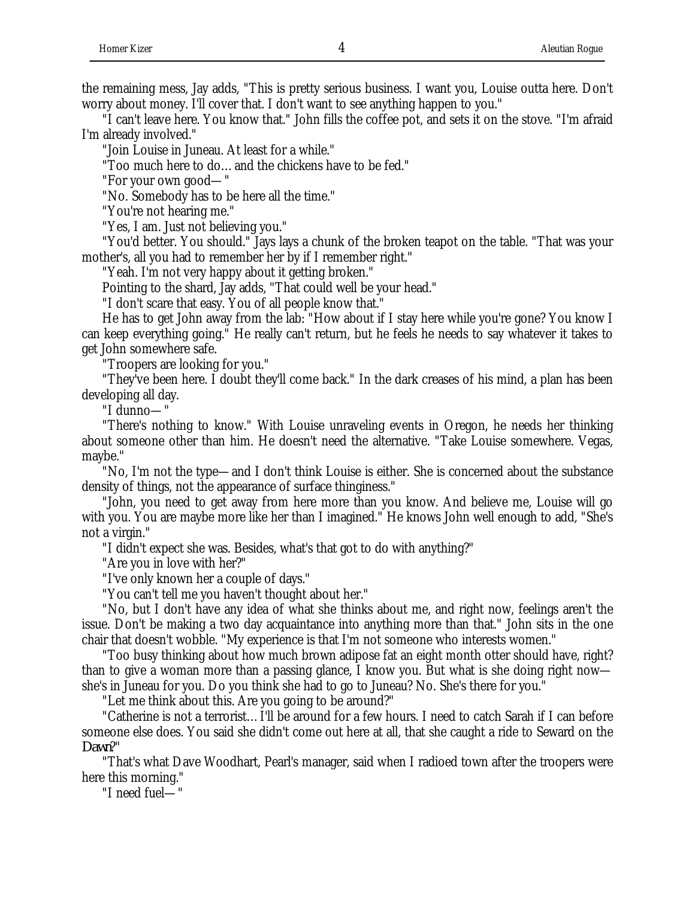the remaining mess, Jay adds, "This is pretty serious business. I want you, Louise outta here. Don't worry about money. I'll cover that. I don't want to see anything happen to you."

"I can't leave here. You know that." John fills the coffee pot, and sets it on the stove. "I'm afraid I'm already involved."

"Join Louise in Juneau. At least for a while."

"Too much here to do… and the chickens have to be fed."

"For your own good—"

"No. Somebody has to be here all the time."

"You're not hearing me."

"Yes, I am. Just not believing you."

"You'd better. You should." Jays lays a chunk of the broken teapot on the table. "That was your mother's, all you had to remember her by if I remember right."

"Yeah. I'm not very happy about it getting broken."

Pointing to the shard, Jay adds, "That could well be your head."

"I don't scare that easy. You of all people know that."

He has to get John away from the lab: "How about if I stay here while you're gone? You know I can keep everything going." He really can't return, but he feels he needs to say whatever it takes to get John somewhere safe.

"Troopers are looking for you."

"They've been here. I doubt they'll come back." In the dark creases of his mind, a plan has been developing all day.

"I dunno—"

"There's nothing to know." With Louise unraveling events in Oregon, he needs her thinking about someone other than him. He doesn't need the alternative. "Take Louise somewhere. Vegas, maybe."

"No, I'm not the type—and I don't think Louise is either. She is concerned about the substance density of things, not the appearance of surface thinginess."

"John, you need to get away from here more than you know. And believe me, Louise will go with you. You are maybe more like her than I imagined." He knows John well enough to add, "She's not a virgin."

"I didn't expect she was. Besides, what's that got to do with anything?"

"Are you in love with her?"

"I've only known her a couple of days."

"You can't tell me you haven't thought about her."

"No, but I don't have any idea of what she thinks about me, and right now, feelings aren't the issue. Don't be making a two day acquaintance into anything more than that." John sits in the one chair that doesn't wobble. "My experience is that I'm not someone who interests women."

"Too busy thinking about how much brown adipose fat an eight month otter should have, right? than to give a woman more than a passing glance, I know you. But what is she doing right now—she's in Juneau for you. Do you think she had to go to Juneau? No. She's there for you."

"Let me think about this. Are you going to be around?"

"Catherine is not a terrorist… I'll be around for a few hours. I need to catch Sarah if I can before someone else does. You said she didn't come out here at all, that she caught a ride to Seward on the *Dawn*?"

"That's what Dave Woodhart, Pearl's manager, said when I radioed town after the troopers were here this morning."

"I need fuel—"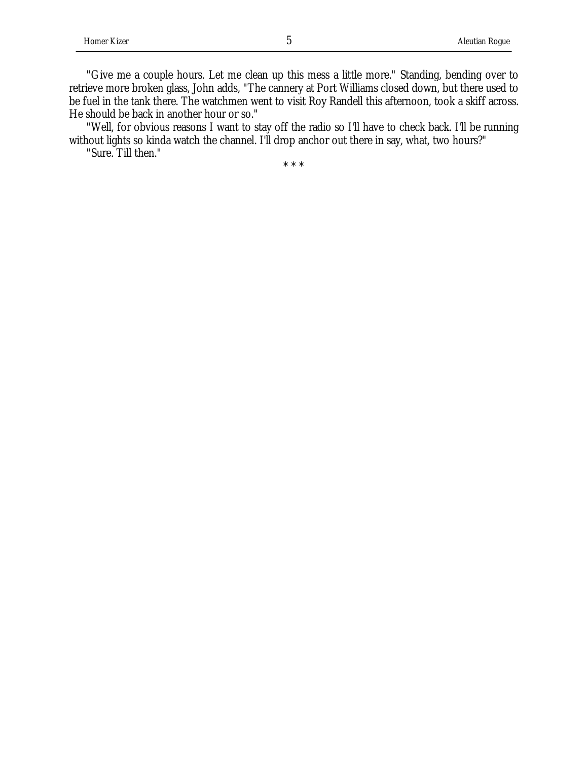"Give me a couple hours. Let me clean up this mess a little more." Standing, bending over to retrieve more broken glass, John adds, "The cannery at Port Williams closed down, but there used to be fuel in the tank there. The watchmen went to visit Roy Randell this afternoon, took a skiff across. He should be back in another hour or so."

"Well, for obvious reasons I want to stay off the radio so I'll have to check back. I'll be running without lights so kinda watch the channel. I'll drop anchor out there in say, what, two hours?"

"Sure. Till then."

* * *